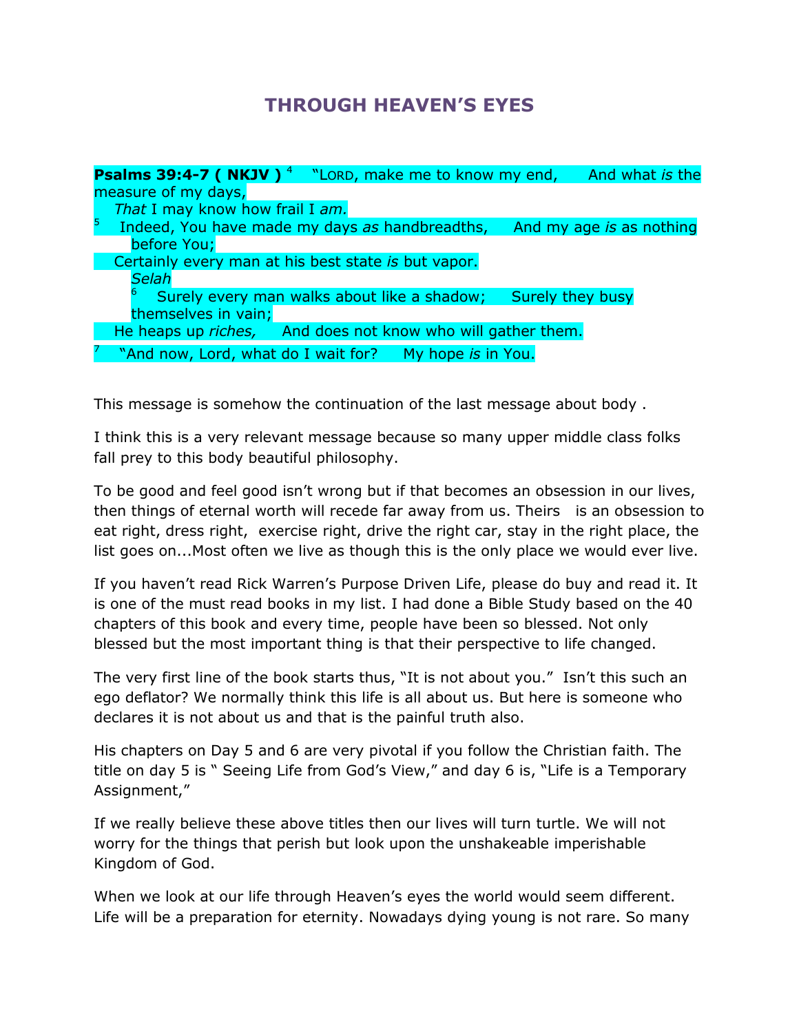# THROUGH HEAVEN'S EYES

**Psalms 39:4-7 ( NKJV )** [4] "LORD, make me to know my end, And what *is* the measure of my days,
*That* I may know how frail I *am.*
[5] Indeed, You have made my days *as* handbreadths, And my age *is* as nothing before You;
Certainly every man at his best state *is* but vapor.
*Selah*
[6] Surely every man walks about like a shadow; Surely they busy themselves in vain;
He heaps up *riches,* And does not know who will gather them.
[7] "And now, Lord, what do I wait for? My hope *is* in You.

This message is somehow the continuation of the last message about body .

I think this is a very relevant message because so many upper middle class folks fall prey to this body beautiful philosophy.

To be good and feel good isn't wrong but if that becomes an obsession in our lives, then things of eternal worth will recede far away from us. Theirs is an obsession to eat right, dress right, exercise right, drive the right car, stay in the right place, the list goes on...Most often we live as though this is the only place we would ever live.

If you haven't read Rick Warren's Purpose Driven Life, please do buy and read it. It is one of the must read books in my list. I had done a Bible Study based on the 40 chapters of this book and every time, people have been so blessed. Not only blessed but the most important thing is that their perspective to life changed.

The very first line of the book starts thus, "It is not about you." Isn't this such an ego deflator? We normally think this life is all about us. But here is someone who declares it is not about us and that is the painful truth also.

His chapters on Day 5 and 6 are very pivotal if you follow the Christian faith. The title on day 5 is " Seeing Life from God's View," and day 6 is, "Life is a Temporary Assignment,"

If we really believe these above titles then our lives will turn turtle. We will not worry for the things that perish but look upon the unshakeable imperishable Kingdom of God.

When we look at our life through Heaven's eyes the world would seem different. Life will be a preparation for eternity. Nowadays dying young is not rare. So many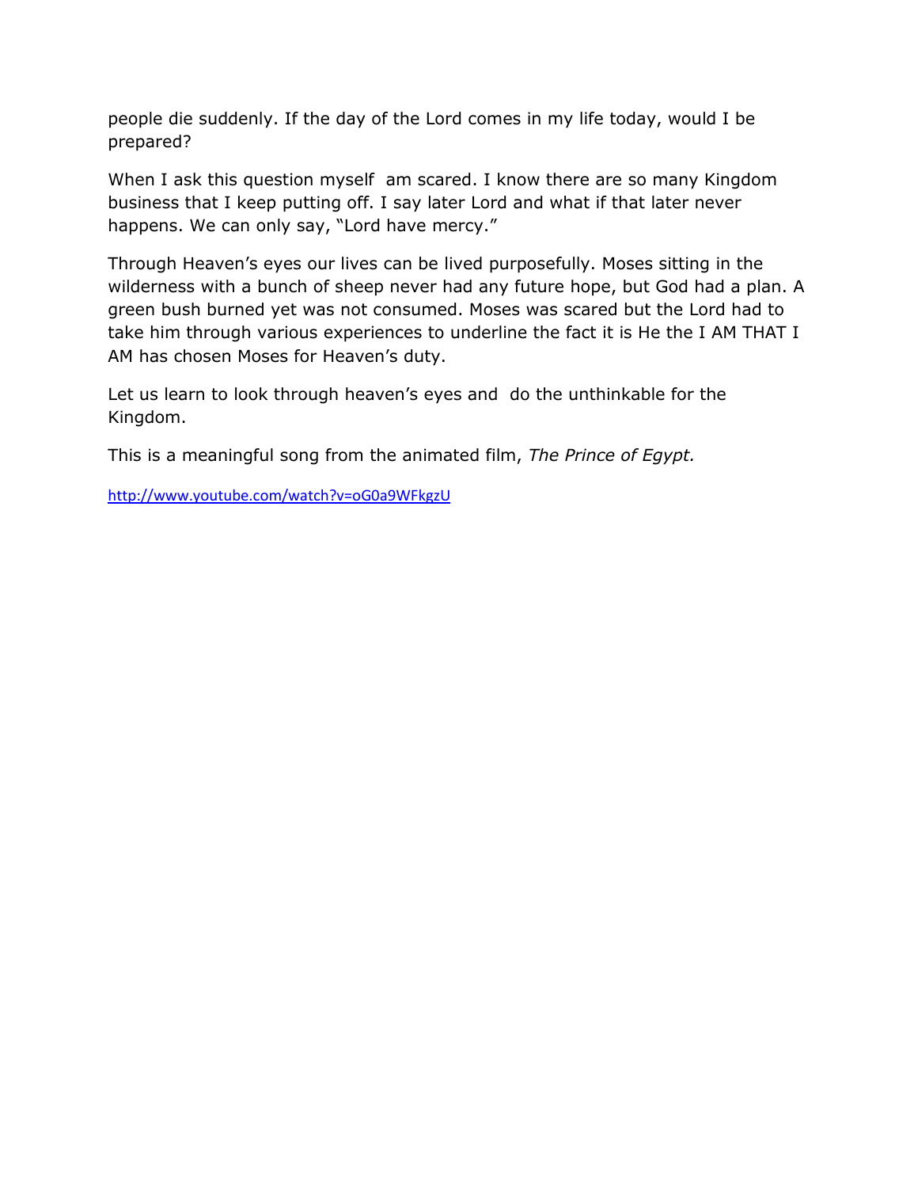people die suddenly. If the day of the Lord comes in my life today, would I be prepared?

When I ask this question myself  am scared. I know there are so many Kingdom business that I keep putting off. I say later Lord and what if that later never happens. We can only say, “Lord have mercy.”

Through Heaven’s eyes our lives can be lived purposefully. Moses sitting in the wilderness with a bunch of sheep never had any future hope, but God had a plan. A green bush burned yet was not consumed. Moses was scared but the Lord had to take him through various experiences to underline the fact it is He the I AM THAT I AM has chosen Moses for Heaven’s duty.

Let us learn to look through heaven’s eyes and  do the unthinkable for the Kingdom.

This is a meaningful song from the animated film, *The Prince of Egypt.*

http://www.youtube.com/watch?v=oG0a9WFkgzU